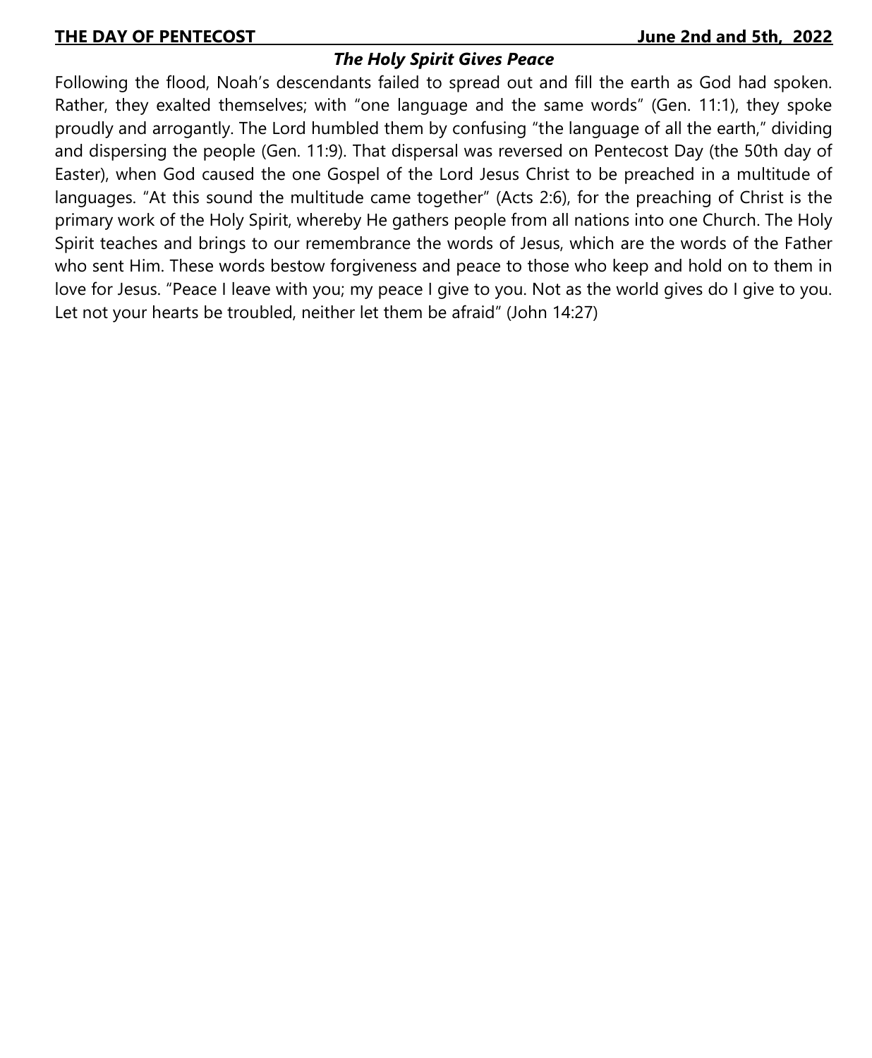**THE DAY OF PENTECOST** **June 2nd and 5th, 2022**

## *The Holy Spirit Gives Peace*

Following the flood, Noah's descendants failed to spread out and fill the earth as God had spoken. Rather, they exalted themselves; with "one language and the same words" (Gen. 11:1), they spoke proudly and arrogantly. The Lord humbled them by confusing "the language of all the earth," dividing and dispersing the people (Gen. 11:9). That dispersal was reversed on Pentecost Day (the 50th day of Easter), when God caused the one Gospel of the Lord Jesus Christ to be preached in a multitude of languages. "At this sound the multitude came together" (Acts 2:6), for the preaching of Christ is the primary work of the Holy Spirit, whereby He gathers people from all nations into one Church. The Holy Spirit teaches and brings to our remembrance the words of Jesus, which are the words of the Father who sent Him. These words bestow forgiveness and peace to those who keep and hold on to them in love for Jesus. "Peace I leave with you; my peace I give to you. Not as the world gives do I give to you. Let not your hearts be troubled, neither let them be afraid" (John 14:27)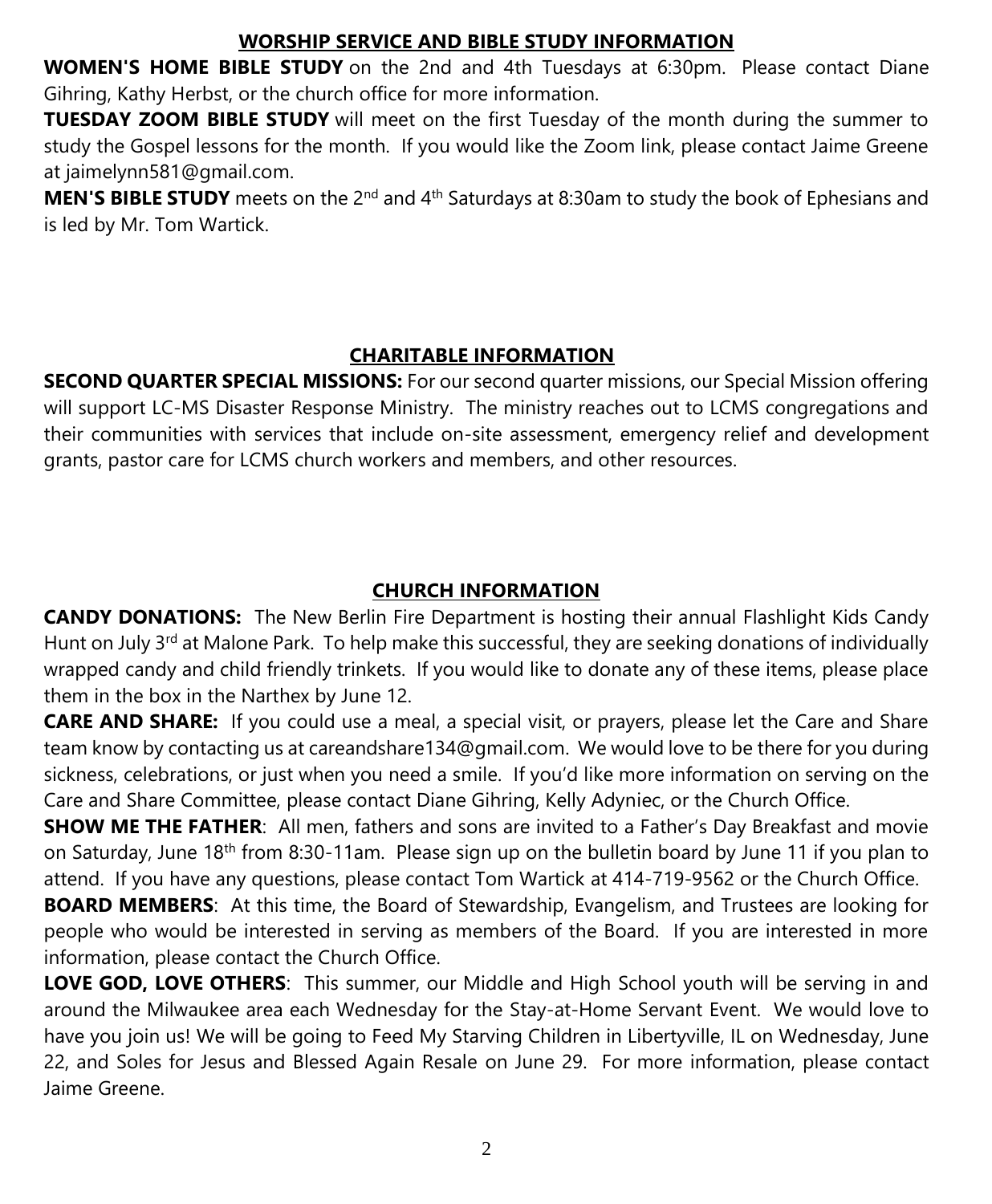## WORSHIP SERVICE AND BIBLE STUDY INFORMATION

**WOMEN'S HOME BIBLE STUDY** on the 2nd and 4th Tuesdays at 6:30pm. Please contact Diane Gihring, Kathy Herbst, or the church office for more information.

**TUESDAY ZOOM BIBLE STUDY** will meet on the first Tuesday of the month during the summer to study the Gospel lessons for the month. If you would like the Zoom link, please contact Jaime Greene at jaimelynn581@gmail.com.

**MEN'S BIBLE STUDY** meets on the 2nd and 4th Saturdays at 8:30am to study the book of Ephesians and is led by Mr. Tom Wartick.

## CHARITABLE INFORMATION

**SECOND QUARTER SPECIAL MISSIONS:** For our second quarter missions, our Special Mission offering will support LC-MS Disaster Response Ministry. The ministry reaches out to LCMS congregations and their communities with services that include on-site assessment, emergency relief and development grants, pastor care for LCMS church workers and members, and other resources.

## CHURCH INFORMATION

**CANDY DONATIONS:** The New Berlin Fire Department is hosting their annual Flashlight Kids Candy Hunt on July 3rd at Malone Park. To help make this successful, they are seeking donations of individually wrapped candy and child friendly trinkets. If you would like to donate any of these items, please place them in the box in the Narthex by June 12.

**CARE AND SHARE:** If you could use a meal, a special visit, or prayers, please let the Care and Share team know by contacting us at careandshare134@gmail.com. We would love to be there for you during sickness, celebrations, or just when you need a smile. If you'd like more information on serving on the Care and Share Committee, please contact Diane Gihring, Kelly Adyniec, or the Church Office.

**SHOW ME THE FATHER**: All men, fathers and sons are invited to a Father's Day Breakfast and movie on Saturday, June 18th from 8:30-11am. Please sign up on the bulletin board by June 11 if you plan to attend. If you have any questions, please contact Tom Wartick at 414-719-9562 or the Church Office.

**BOARD MEMBERS**: At this time, the Board of Stewardship, Evangelism, and Trustees are looking for people who would be interested in serving as members of the Board. If you are interested in more information, please contact the Church Office.

**LOVE GOD, LOVE OTHERS**: This summer, our Middle and High School youth will be serving in and around the Milwaukee area each Wednesday for the Stay-at-Home Servant Event. We would love to have you join us! We will be going to Feed My Starving Children in Libertyville, IL on Wednesday, June 22, and Soles for Jesus and Blessed Again Resale on June 29. For more information, please contact Jaime Greene.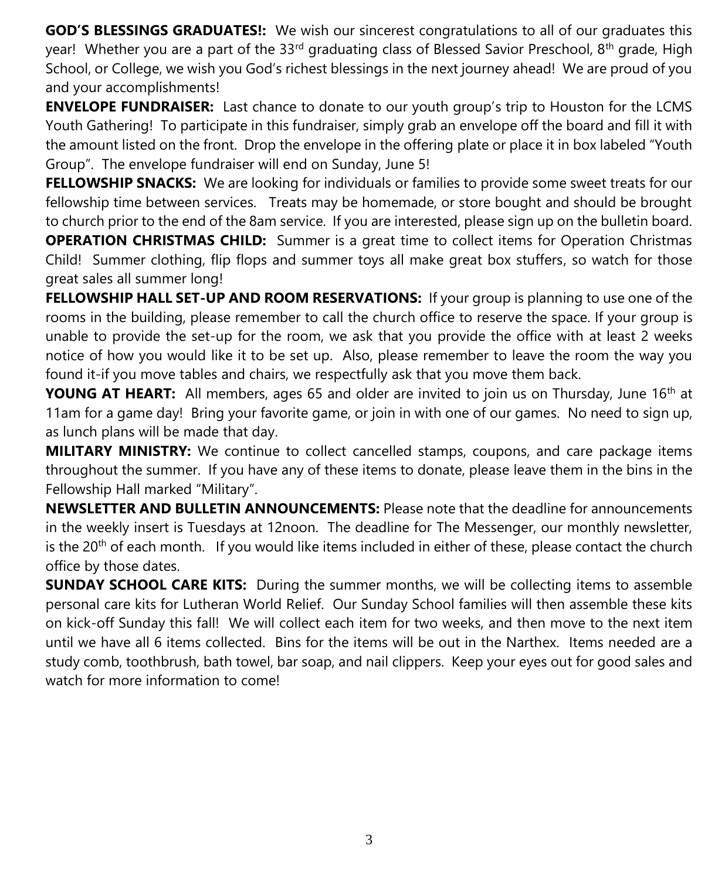**GOD'S BLESSINGS GRADUATES!:** We wish our sincerest congratulations to all of our graduates this year! Whether you are a part of the 33rd graduating class of Blessed Savior Preschool, 8th grade, High School, or College, we wish you God's richest blessings in the next journey ahead! We are proud of you and your accomplishments!

**ENVELOPE FUNDRAISER:** Last chance to donate to our youth group's trip to Houston for the LCMS Youth Gathering! To participate in this fundraiser, simply grab an envelope off the board and fill it with the amount listed on the front. Drop the envelope in the offering plate or place it in box labeled "Youth Group". The envelope fundraiser will end on Sunday, June 5!

**FELLOWSHIP SNACKS:** We are looking for individuals or families to provide some sweet treats for our fellowship time between services. Treats may be homemade, or store bought and should be brought to church prior to the end of the 8am service. If you are interested, please sign up on the bulletin board.

**OPERATION CHRISTMAS CHILD:** Summer is a great time to collect items for Operation Christmas Child! Summer clothing, flip flops and summer toys all make great box stuffers, so watch for those great sales all summer long!

**FELLOWSHIP HALL SET-UP AND ROOM RESERVATIONS:** If your group is planning to use one of the rooms in the building, please remember to call the church office to reserve the space. If your group is unable to provide the set-up for the room, we ask that you provide the office with at least 2 weeks notice of how you would like it to be set up. Also, please remember to leave the room the way you found it-if you move tables and chairs, we respectfully ask that you move them back.

**YOUNG AT HEART:** All members, ages 65 and older are invited to join us on Thursday, June 16th at 11am for a game day! Bring your favorite game, or join in with one of our games. No need to sign up, as lunch plans will be made that day.

**MILITARY MINISTRY:** We continue to collect cancelled stamps, coupons, and care package items throughout the summer. If you have any of these items to donate, please leave them in the bins in the Fellowship Hall marked "Military".

**NEWSLETTER AND BULLETIN ANNOUNCEMENTS:** Please note that the deadline for announcements in the weekly insert is Tuesdays at 12noon. The deadline for The Messenger, our monthly newsletter, is the 20th of each month. If you would like items included in either of these, please contact the church office by those dates.

**SUNDAY SCHOOL CARE KITS:** During the summer months, we will be collecting items to assemble personal care kits for Lutheran World Relief. Our Sunday School families will then assemble these kits on kick-off Sunday this fall! We will collect each item for two weeks, and then move to the next item until we have all 6 items collected. Bins for the items will be out in the Narthex. Items needed are a study comb, toothbrush, bath towel, bar soap, and nail clippers. Keep your eyes out for good sales and watch for more information to come!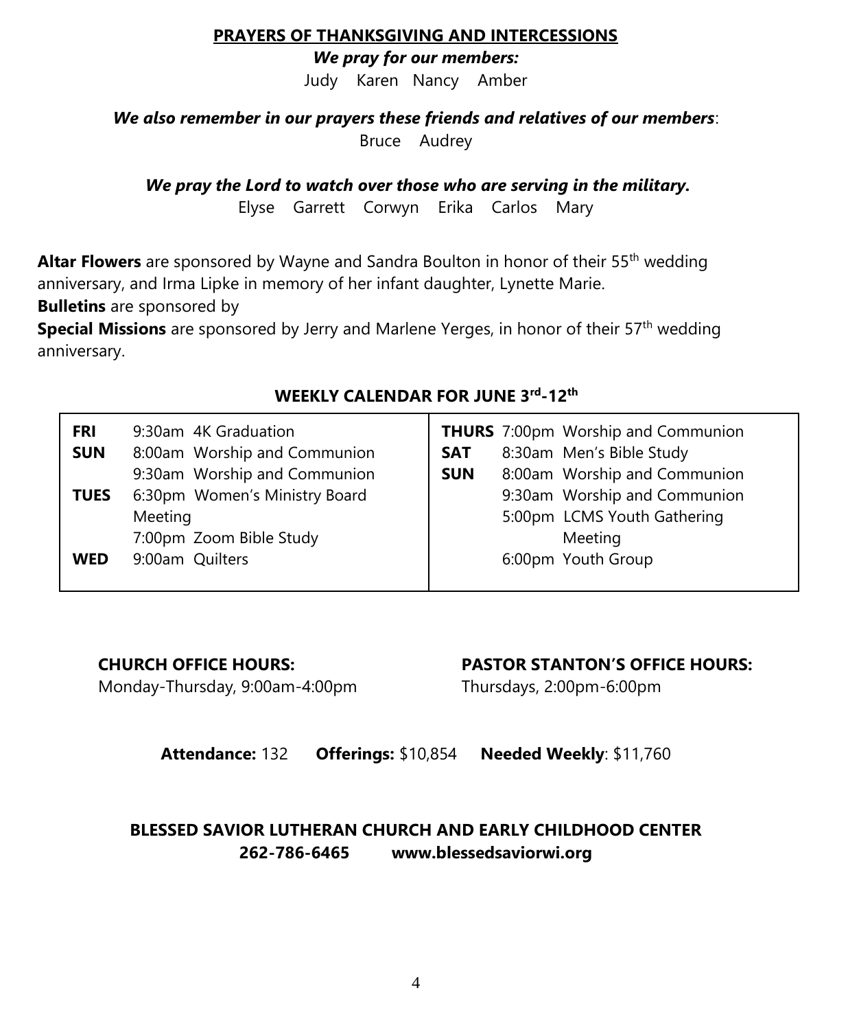## PRAYERS OF THANKSGIVING AND INTERCESSIONS

***We pray for our members:***

Judy Karen Nancy Amber

***We also remember in our prayers these friends and relatives of our members***:

Bruce Audrey

***We pray the Lord to watch over those who are serving in the military.***

Elyse Garrett Corwyn Erika Carlos Mary

**Altar Flowers** are sponsored by Wayne and Sandra Boulton in honor of their 55th wedding anniversary, and Irma Lipke in memory of her infant daughter, Lynette Marie.

**Bulletins** are sponsored by

**Special Missions** are sponsored by Jerry and Marlene Yerges, in honor of their 57th wedding anniversary.

### WEEKLY CALENDAR FOR JUNE 3rd-12th

| | | | |
|---|---|---|---|
| **FRI** | 9:30am 4K Graduation | **THURS** | 7:00pm Worship and Communion |
| **SUN** | 8:00am Worship and Communion | **SAT** | 8:30am Men's Bible Study |
| | 9:30am Worship and Communion | **SUN** | 8:00am Worship and Communion |
| **TUES** | 6:30pm Women's Ministry Board Meeting | | 9:30am Worship and Communion |
| | 7:00pm Zoom Bible Study | | 5:00pm LCMS Youth Gathering Meeting |
| **WED** | 9:00am Quilters | | 6:00pm Youth Group |

**CHURCH OFFICE HOURS:**
Monday-Thursday, 9:00am-4:00pm

**PASTOR STANTON'S OFFICE HOURS:**
Thursdays, 2:00pm-6:00pm

**Attendance:** 132 **Offerings:** $10,854 **Needed Weekly**: $11,760

**BLESSED SAVIOR LUTHERAN CHURCH AND EARLY CHILDHOOD CENTER**
**262-786-6465 www.blessedsaviorwi.org**